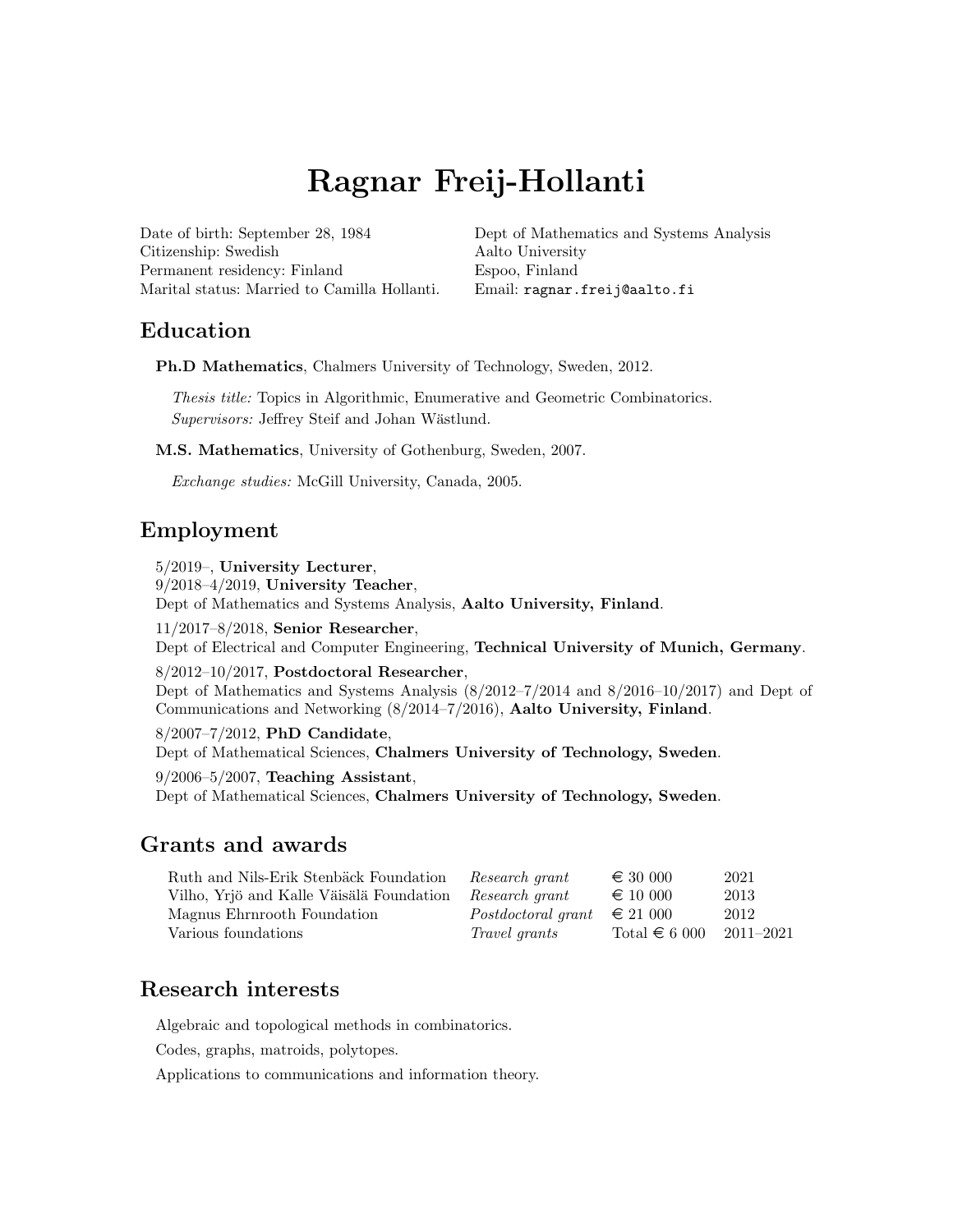# Ragnar Freij-Hollanti

Date of birth: September 28, 1984
Citizenship: Swedish
Permanent residency: Finland
Marital status: Married to Camilla Hollanti.

Dept of Mathematics and Systems Analysis
Aalto University
Espoo, Finland
Email: `ragnar.freij@aalto.fi`

## Education

**Ph.D Mathematics**, Chalmers University of Technology, Sweden, 2012.

*Thesis title:* Topics in Algorithmic, Enumerative and Geometric Combinatorics.
*Supervisors:* Jeffrey Steif and Johan Wästlund.

**M.S. Mathematics**, University of Gothenburg, Sweden, 2007.

*Exchange studies:* McGill University, Canada, 2005.

## Employment

5/2019–, **University Lecturer**,
9/2018–4/2019, **University Teacher**,
Dept of Mathematics and Systems Analysis, **Aalto University, Finland**.

11/2017–8/2018, **Senior Researcher**,
Dept of Electrical and Computer Engineering, **Technical University of Munich, Germany**.

8/2012–10/2017, **Postdoctoral Researcher**,
Dept of Mathematics and Systems Analysis (8/2012–7/2014 and 8/2016–10/2017) and Dept of Communications and Networking (8/2014–7/2016), **Aalto University, Finland**.

8/2007–7/2012, **PhD Candidate**,
Dept of Mathematical Sciences, **Chalmers University of Technology, Sweden**.

9/2006–5/2007, **Teaching Assistant**,
Dept of Mathematical Sciences, **Chalmers University of Technology, Sweden**.

## Grants and awards

| | | | |
|---|---|---|---|
| Ruth and Nils-Erik Stenbäck Foundation | *Research grant* | € 30 000 | 2021 |
| Vilho, Yrjö and Kalle Väisälä Foundation | *Research grant* | € 10 000 | 2013 |
| Magnus Ehrnrooth Foundation | *Postdoctoral grant* | € 21 000 | 2012 |
| Various foundations | *Travel grants* | Total € 6 000 | 2011–2021 |

## Research interests

Algebraic and topological methods in combinatorics.

Codes, graphs, matroids, polytopes.

Applications to communications and information theory.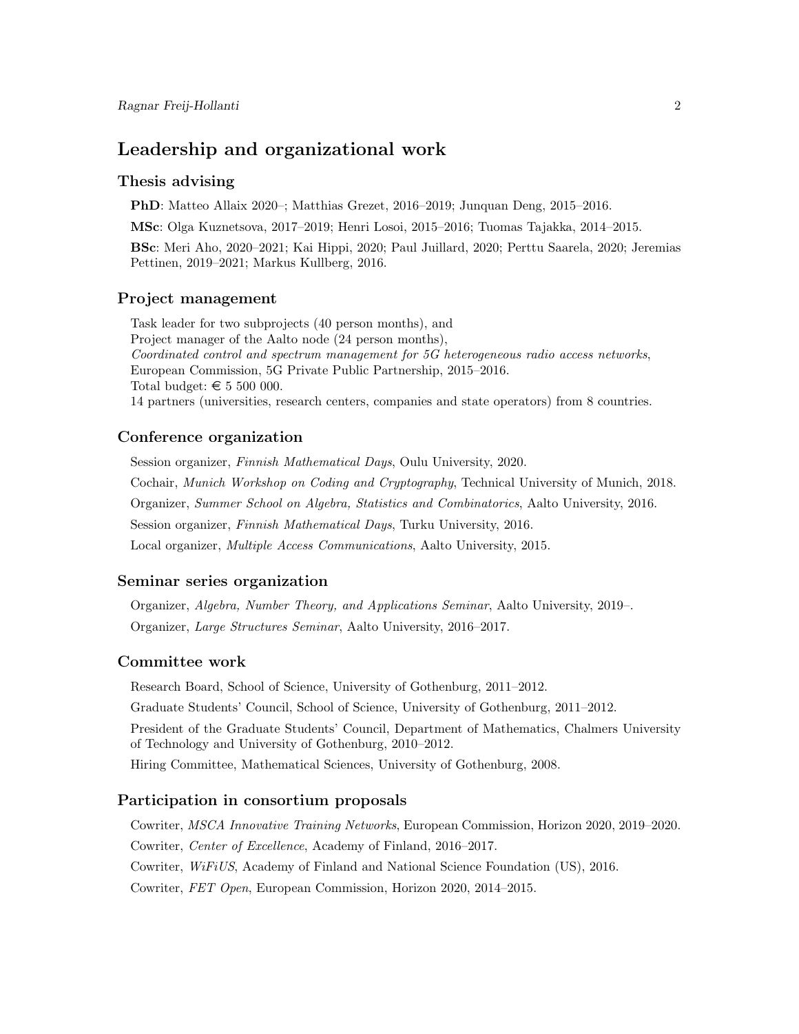## Leadership and organizational work

### Thesis advising

**PhD**: Matteo Allaix 2020–; Matthias Grezet, 2016–2019; Junquan Deng, 2015–2016.

**MSc**: Olga Kuznetsova, 2017–2019; Henri Losoi, 2015–2016; Tuomas Tajakka, 2014–2015.

**BSc**: Meri Aho, 2020–2021; Kai Hippi, 2020; Paul Juillard, 2020; Perttu Saarela, 2020; Jeremias Pettinen, 2019–2021; Markus Kullberg, 2016.

### Project management

Task leader for two subprojects (40 person months), and
Project manager of the Aalto node (24 person months),
*Coordinated control and spectrum management for 5G heterogeneous radio access networks*,
European Commission, 5G Private Public Partnership, 2015–2016.
Total budget: € 5 500 000.
14 partners (universities, research centers, companies and state operators) from 8 countries.

### Conference organization

Session organizer, *Finnish Mathematical Days*, Oulu University, 2020.

Cochair, *Munich Workshop on Coding and Cryptography*, Technical University of Munich, 2018.

Organizer, *Summer School on Algebra, Statistics and Combinatorics*, Aalto University, 2016.

Session organizer, *Finnish Mathematical Days*, Turku University, 2016.

Local organizer, *Multiple Access Communications*, Aalto University, 2015.

### Seminar series organization

Organizer, *Algebra, Number Theory, and Applications Seminar*, Aalto University, 2019–.

Organizer, *Large Structures Seminar*, Aalto University, 2016–2017.

### Committee work

Research Board, School of Science, University of Gothenburg, 2011–2012.

Graduate Students' Council, School of Science, University of Gothenburg, 2011–2012.

President of the Graduate Students' Council, Department of Mathematics, Chalmers University of Technology and University of Gothenburg, 2010–2012.

Hiring Committee, Mathematical Sciences, University of Gothenburg, 2008.

### Participation in consortium proposals

Cowriter, *MSCA Innovative Training Networks*, European Commission, Horizon 2020, 2019–2020.

Cowriter, *Center of Excellence*, Academy of Finland, 2016–2017.

Cowriter, *WiFiUS*, Academy of Finland and National Science Foundation (US), 2016.

Cowriter, *FET Open*, European Commission, Horizon 2020, 2014–2015.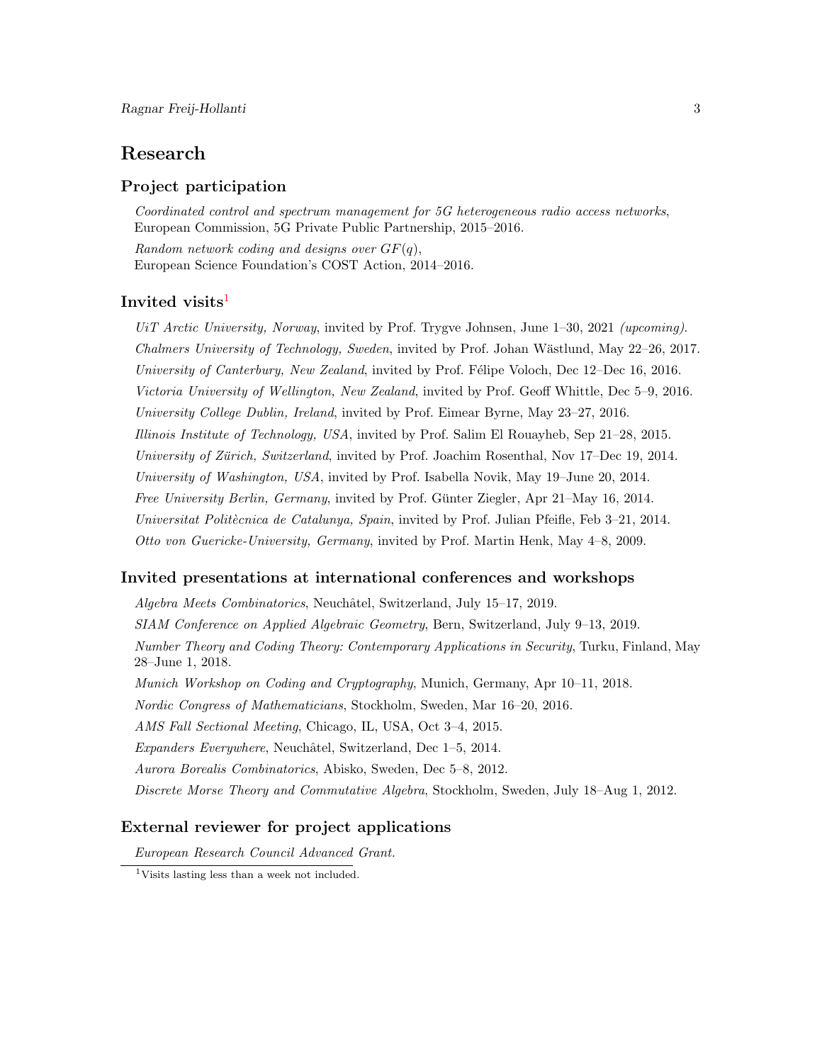# Research

## Project participation

*Coordinated control and spectrum management for 5G heterogeneous radio access networks*, European Commission, 5G Private Public Partnership, 2015–2016.

*Random network coding and designs over $GF(q)$*, European Science Foundation's COST Action, 2014–2016.

## Invited visits[1]

*UiT Arctic University, Norway*, invited by Prof. Trygve Johnsen, June 1–30, 2021 *(upcoming)*.

*Chalmers University of Technology, Sweden*, invited by Prof. Johan Wästlund, May 22–26, 2017.

*University of Canterbury, New Zealand*, invited by Prof. Félipe Voloch, Dec 12–Dec 16, 2016.

*Victoria University of Wellington, New Zealand*, invited by Prof. Geoff Whittle, Dec 5–9, 2016.

*University College Dublin, Ireland*, invited by Prof. Eimear Byrne, May 23–27, 2016.

*Illinois Institute of Technology, USA*, invited by Prof. Salim El Rouayheb, Sep 21–28, 2015.

*University of Zürich, Switzerland*, invited by Prof. Joachim Rosenthal, Nov 17–Dec 19, 2014.

*University of Washington, USA*, invited by Prof. Isabella Novik, May 19–June 20, 2014.

*Free University Berlin, Germany*, invited by Prof. Günter Ziegler, Apr 21–May 16, 2014.

*Universitat Politècnica de Catalunya, Spain*, invited by Prof. Julian Pfeifle, Feb 3–21, 2014.

*Otto von Guericke-University, Germany*, invited by Prof. Martin Henk, May 4–8, 2009.

## Invited presentations at international conferences and workshops

*Algebra Meets Combinatorics*, Neuchâtel, Switzerland, July 15–17, 2019.

*SIAM Conference on Applied Algebraic Geometry*, Bern, Switzerland, July 9–13, 2019.

*Number Theory and Coding Theory: Contemporary Applications in Security*, Turku, Finland, May 28–June 1, 2018.

*Munich Workshop on Coding and Cryptography*, Munich, Germany, Apr 10–11, 2018.

*Nordic Congress of Mathematicians*, Stockholm, Sweden, Mar 16–20, 2016.

*AMS Fall Sectional Meeting*, Chicago, IL, USA, Oct 3–4, 2015.

*Expanders Everywhere*, Neuchâtel, Switzerland, Dec 1–5, 2014.

*Aurora Borealis Combinatorics*, Abisko, Sweden, Dec 5–8, 2012.

*Discrete Morse Theory and Commutative Algebra*, Stockholm, Sweden, July 18–Aug 1, 2012.

## External reviewer for project applications

*European Research Council Advanced Grant.*

[1] Visits lasting less than a week not included.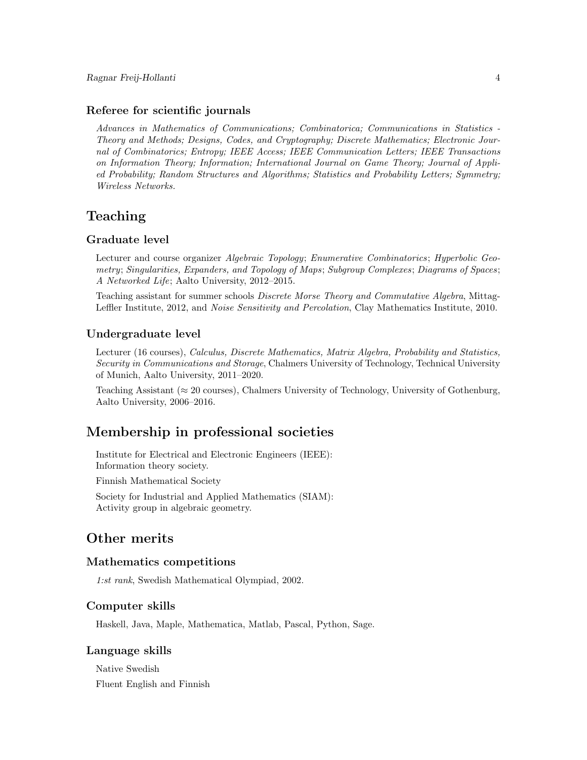### Referee for scientific journals

*Advances in Mathematics of Communications; Combinatorica; Communications in Statistics - Theory and Methods; Designs, Codes, and Cryptography; Discrete Mathematics; Electronic Journal of Combinatorics; Entropy; IEEE Access; IEEE Communication Letters; IEEE Transactions on Information Theory; Information; International Journal on Game Theory; Journal of Applied Probability; Random Structures and Algorithms; Statistics and Probability Letters; Symmetry; Wireless Networks.*

## Teaching

### Graduate level

Lecturer and course organizer *Algebraic Topology*; *Enumerative Combinatorics*; *Hyperbolic Geometry*; *Singularities, Expanders, and Topology of Maps*; *Subgroup Complexes*; *Diagrams of Spaces*; *A Networked Life*; Aalto University, 2012–2015.

Teaching assistant for summer schools *Discrete Morse Theory and Commutative Algebra*, Mittag-Leffler Institute, 2012, and *Noise Sensitivity and Percolation*, Clay Mathematics Institute, 2010.

### Undergraduate level

Lecturer (16 courses), *Calculus, Discrete Mathematics, Matrix Algebra, Probability and Statistics, Security in Communications and Storage*, Chalmers University of Technology, Technical University of Munich, Aalto University, 2011–2020.

Teaching Assistant ($\approx 20$ courses), Chalmers University of Technology, University of Gothenburg, Aalto University, 2006–2016.

## Membership in professional societies

Institute for Electrical and Electronic Engineers (IEEE):
Information theory society.

Finnish Mathematical Society

Society for Industrial and Applied Mathematics (SIAM):
Activity group in algebraic geometry.

## Other merits

### Mathematics competitions

*1:st rank*, Swedish Mathematical Olympiad, 2002.

### Computer skills

Haskell, Java, Maple, Mathematica, Matlab, Pascal, Python, Sage.

### Language skills

Native Swedish

Fluent English and Finnish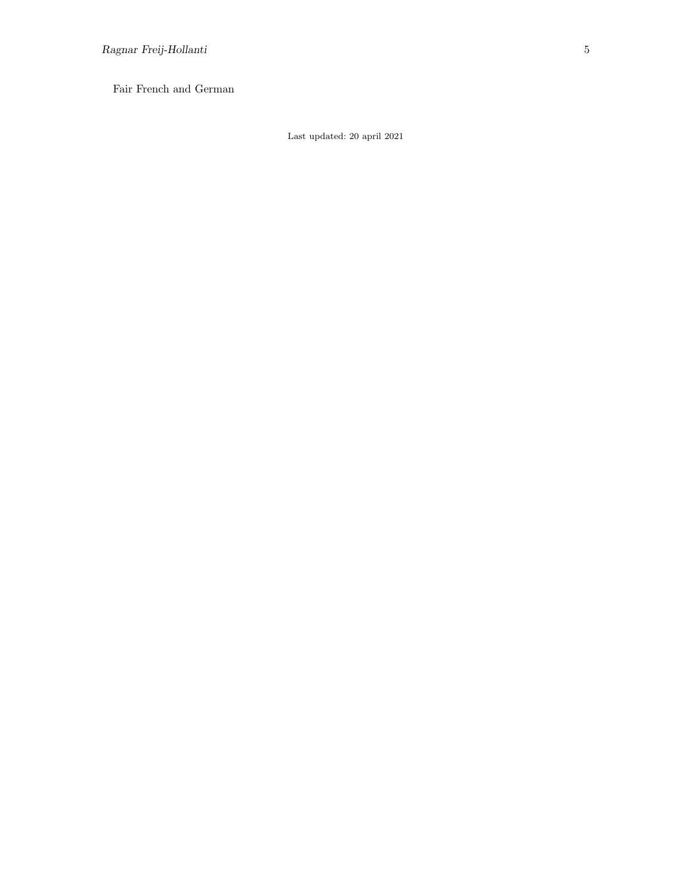Fair French and German

Last updated: 20 april 2021